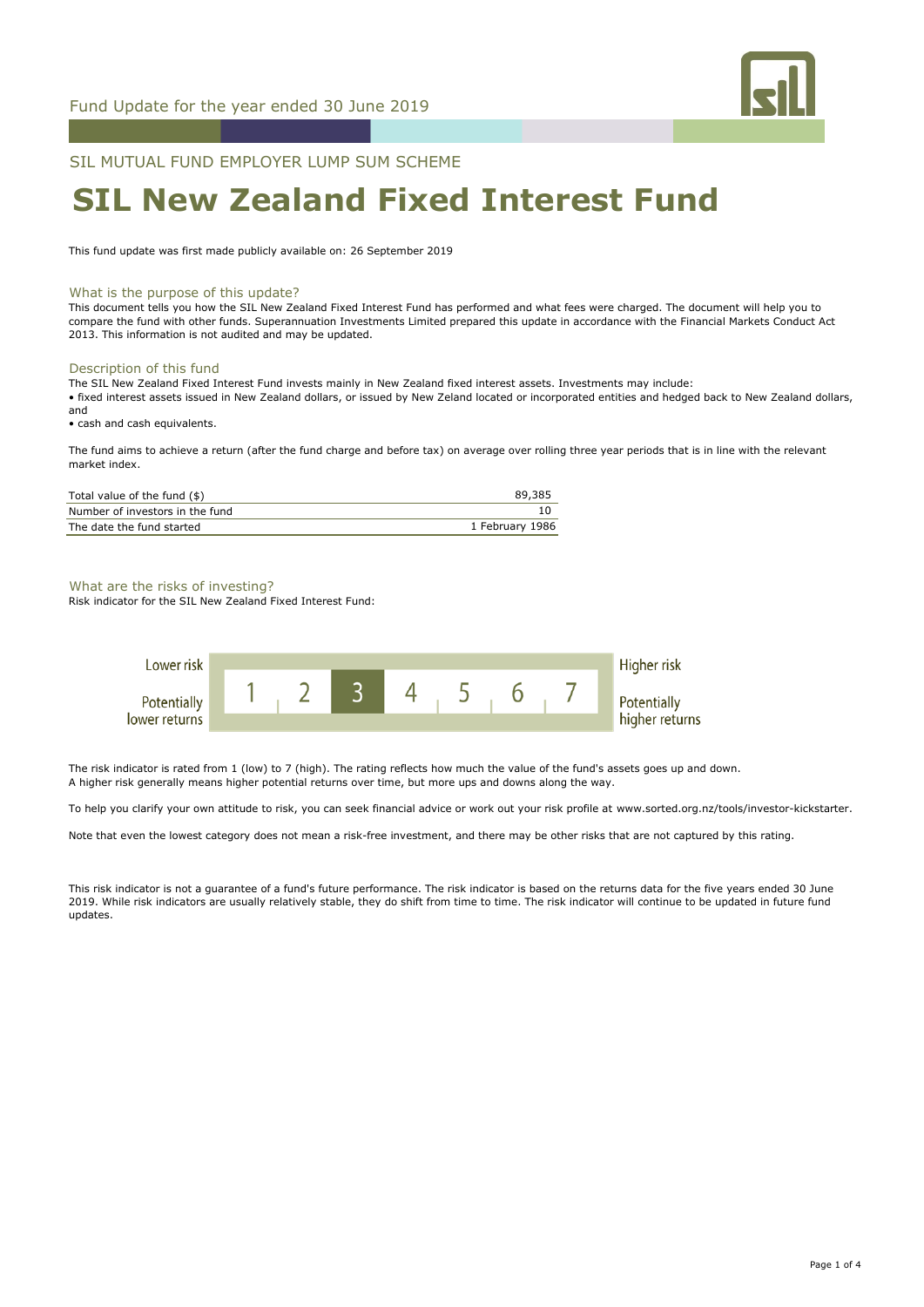Fund Update for the year ended 30 June 2019

SIL MUTUAL FUND EMPLOYER LUMP SUM SCHEME

# SIL New Zealand Fixed Interest Fund

This fund update was first made publicly available on: 26 September 2019

## What is the purpose of this update?

This document tells you how the SIL New Zealand Fixed Interest Fund has performed and what fees were charged. The document will help you to compare the fund with other funds. Superannuation Investments Limited prepared this update in accordance with the Financial Markets Conduct Act 2013. This information is not audited and may be updated.

## Description of this fund

The SIL New Zealand Fixed Interest Fund invests mainly in New Zealand fixed interest assets. Investments may include:

- fixed interest assets issued in New Zealand dollars, or issued by New Zeland located or incorporated entities and hedged back to New Zealand dollars, and
- cash and cash equivalents.

The fund aims to achieve a return (after the fund charge and before tax) on average over rolling three year periods that is in line with the relevant market index.

| | |
|---|---|
| Total value of the fund ($) | 89,385 |
| Number of investors in the fund | 10 |
| The date the fund started | 1 February 1986 |

## What are the risks of investing?

Risk indicator for the SIL New Zealand Fixed Interest Fund:

| Lower risk / Potentially lower returns | 1 | 2 | **3** | 4 | 5 | 6 | 7 | Higher risk / Potentially higher returns |
|---|---|---|---|---|---|---|---|---|

The risk indicator is rated from 1 (low) to 7 (high). The rating reflects how much the value of the fund's assets goes up and down. A higher risk generally means higher potential returns over time, but more ups and downs along the way.

To help you clarify your own attitude to risk, you can seek financial advice or work out your risk profile at www.sorted.org.nz/tools/investor-kickstarter.

Note that even the lowest category does not mean a risk-free investment, and there may be other risks that are not captured by this rating.

This risk indicator is not a guarantee of a fund's future performance. The risk indicator is based on the returns data for the five years ended 30 June 2019. While risk indicators are usually relatively stable, they do shift from time to time. The risk indicator will continue to be updated in future fund updates.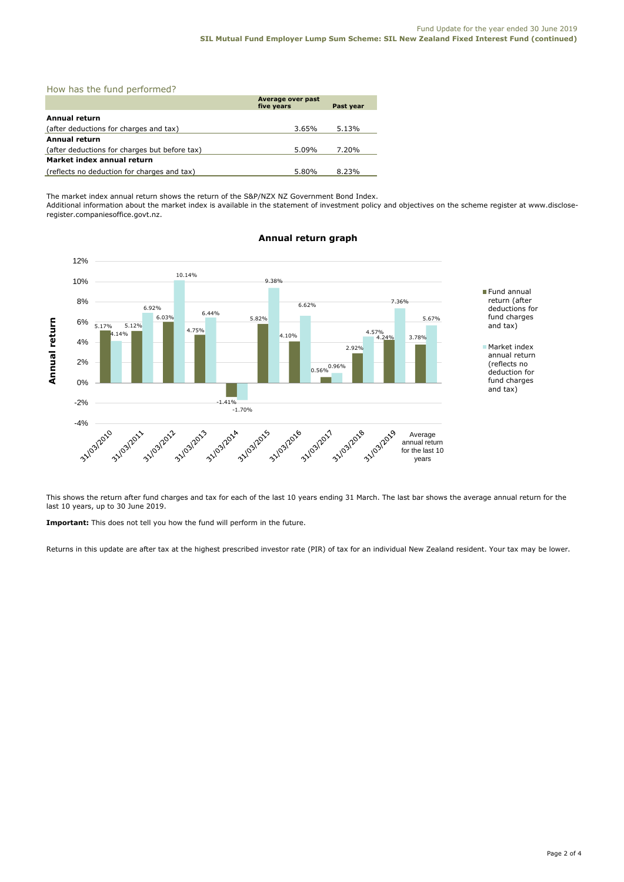## How has the fund performed?

| | Average over past five years | Past year |
|---|---|---|
| **Annual return** | | |
| (after deductions for charges and tax) | 3.65% | 5.13% |
| **Annual return** | | |
| (after deductions for charges but before tax) | 5.09% | 7.20% |
| **Market index annual return** | | |
| (reflects no deduction for charges and tax) | 5.80% | 8.23% |

The market index annual return shows the return of the S&P/NZX NZ Government Bond Index.
Additional information about the market index is available in the statement of investment policy and objectives on the scheme register at www.disclose-register.companiesoffice.govt.nz.

**Annual return graph**

| | Fund annual return (after deductions for fund charges and tax) | Market index annual return (reflects no deduction for fund charges and tax) |
|---|---|---|
| 31/03/2010 | 5.17% | 4.14% |
| 31/03/2011 | 5.12% | 6.92% |
| 31/03/2012 | 6.03% | 10.14% |
| 31/03/2013 | 4.75% | 6.44% |
| 31/03/2014 | -1.41% | -1.70% |
| 31/03/2015 | 5.82% | 9.38% |
| 31/03/2016 | 4.10% | 6.62% |
| 31/03/2017 | 0.56% | 0.96% |
| 31/03/2018 | 2.92% | 4.57% |
| 31/03/2019 | 4.24% | 7.36% |
| Average annual return for the last 10 years | 3.78% | 5.67% |

This shows the return after fund charges and tax for each of the last 10 years ending 31 March. The last bar shows the average annual return for the last 10 years, up to 30 June 2019.

**Important:** This does not tell you how the fund will perform in the future.

Returns in this update are after tax at the highest prescribed investor rate (PIR) of tax for an individual New Zealand resident. Your tax may be lower.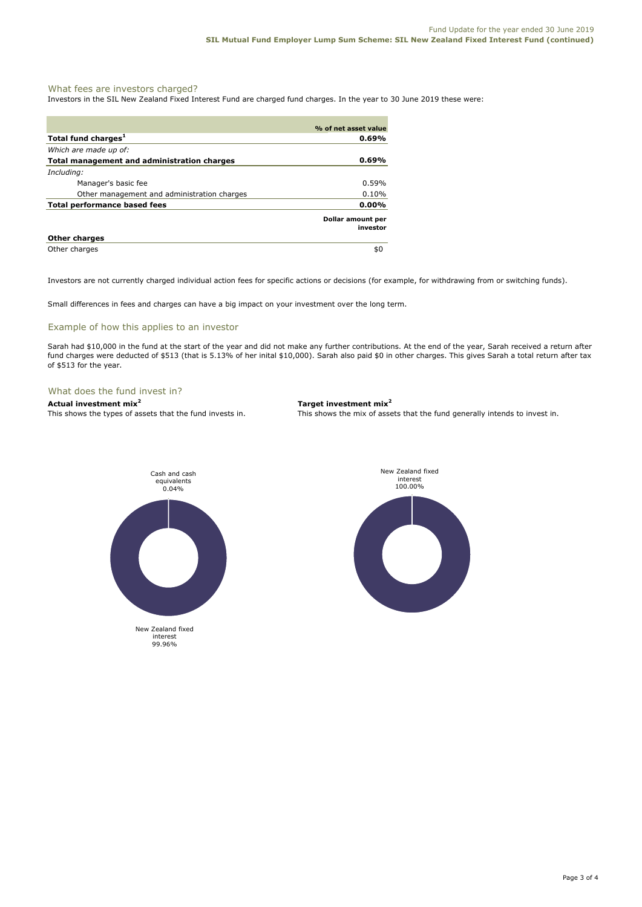## What fees are investors charged?

Investors in the SIL New Zealand Fixed Interest Fund are charged fund charges. In the year to 30 June 2019 these were:

| | % of net asset value |
|---|---|
| **Total fund charges[1]** | **0.69%** |
| *Which are made up of:* | |
| **Total management and administration charges** | **0.69%** |
| *Including:* | |
| Manager's basic fee | 0.59% |
| Other management and administration charges | 0.10% |
| **Total performance based fees** | **0.00%** |
| | **Dollar amount per investor** |
| **Other charges** | |
| Other charges | $0 |

Investors are not currently charged individual action fees for specific actions or decisions (for example, for withdrawing from or switching funds).

Small differences in fees and charges can have a big impact on your investment over the long term.

## Example of how this applies to an investor

Sarah had $10,000 in the fund at the start of the year and did not make any further contributions. At the end of the year, Sarah received a return after fund charges were deducted of $513 (that is 5.13% of her inital $10,000). Sarah also paid $0 in other charges. This gives Sarah a total return after tax of $513 for the year.

## What does the fund invest in?

**Actual investment mix[2]**

This shows the types of assets that the fund invests in.

Cash and cash equivalents 0.04%

New Zealand fixed interest 99.96%

**Target investment mix[2]**

This shows the mix of assets that the fund generally intends to invest in.

New Zealand fixed interest 100.00%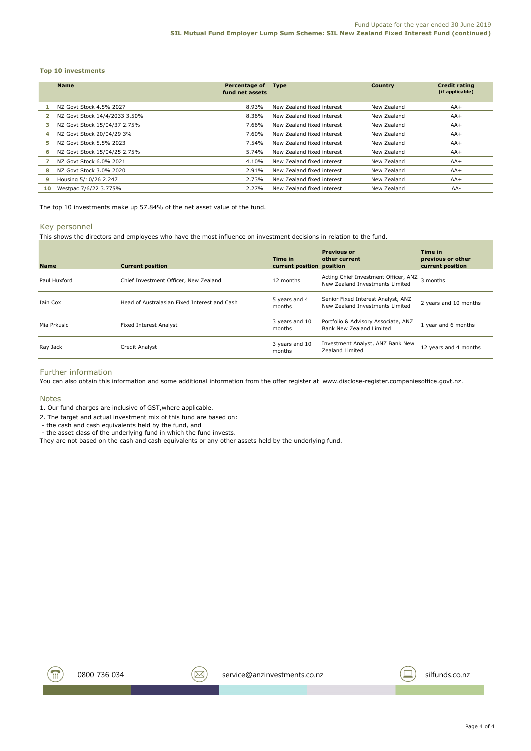#### Top 10 investments

| | Name | Percentage of fund net assets | Type | Country | Credit rating (if applicable) |
|---|---|---|---|---|---|
| 1 | NZ Govt Stock 4.5% 2027 | 8.93% | New Zealand fixed interest | New Zealand | AA+ |
| 2 | NZ Govt Stock 14/4/2033 3.50% | 8.36% | New Zealand fixed interest | New Zealand | AA+ |
| 3 | NZ Govt Stock 15/04/37 2.75% | 7.66% | New Zealand fixed interest | New Zealand | AA+ |
| 4 | NZ Govt Stock 20/04/29 3% | 7.60% | New Zealand fixed interest | New Zealand | AA+ |
| 5 | NZ Govt Stock 5.5% 2023 | 7.54% | New Zealand fixed interest | New Zealand | AA+ |
| 6 | NZ Govt Stock 15/04/25 2.75% | 5.74% | New Zealand fixed interest | New Zealand | AA+ |
| 7 | NZ Govt Stock 6.0% 2021 | 4.10% | New Zealand fixed interest | New Zealand | AA+ |
| 8 | NZ Govt Stock 3.0% 2020 | 2.91% | New Zealand fixed interest | New Zealand | AA+ |
| 9 | Housing 5/10/26 2.247 | 2.73% | New Zealand fixed interest | New Zealand | AA+ |
| 10 | Westpac 7/6/22 3.775% | 2.27% | New Zealand fixed interest | New Zealand | AA- |

The top 10 investments make up 57.84% of the net asset value of the fund.

## Key personnel

This shows the directors and employees who have the most influence on investment decisions in relation to the fund.

| Name | Current position | Time in current position | Previous or other current position | Time in previous or other current position |
|---|---|---|---|---|
| Paul Huxford | Chief Investment Officer, New Zealand | 12 months | Acting Chief Investment Officer, ANZ New Zealand Investments Limited | 3 months |
| Iain Cox | Head of Australasian Fixed Interest and Cash | 5 years and 4 months | Senior Fixed Interest Analyst, ANZ New Zealand Investments Limited | 2 years and 10 months |
| Mia Prkusic | Fixed Interest Analyst | 3 years and 10 months | Portfolio & Advisory Associate, ANZ Bank New Zealand Limited | 1 year and 6 months |
| Ray Jack | Credit Analyst | 3 years and 10 months | Investment Analyst, ANZ Bank New Zealand Limited | 12 years and 4 months |

## Further information

You can also obtain this information and some additional information from the offer register at www.disclose-register.companiesoffice.govt.nz.

## Notes

1. Our fund charges are inclusive of GST,where applicable.
2. The target and actual investment mix of this fund are based on:
 - the cash and cash equivalents held by the fund, and
 - the asset class of the underlying fund in which the fund invests.

They are not based on the cash and cash equivalents or any other assets held by the underlying fund.

0800 736 034 service@anzinvestments.co.nz silfunds.co.nz